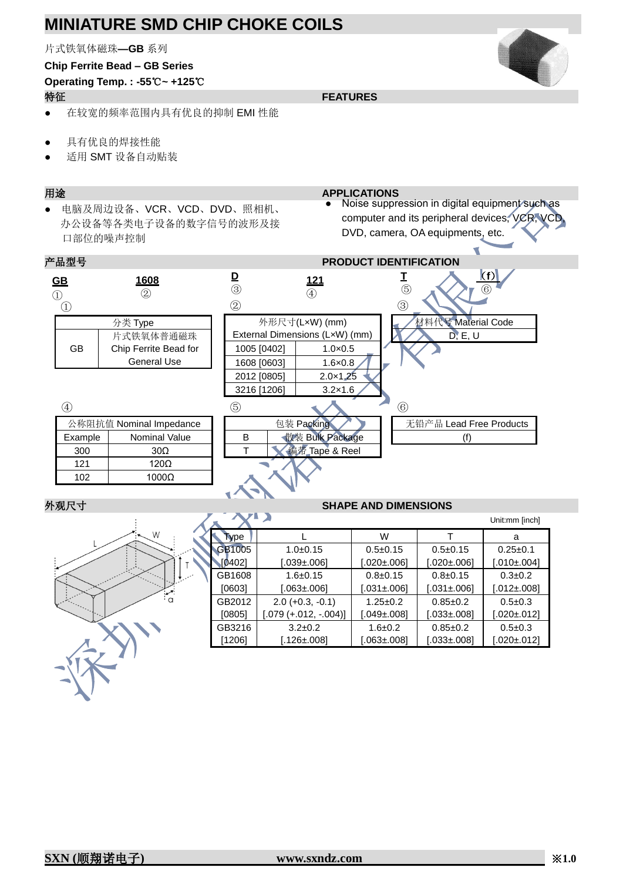# MINIATURE SMD CHIP CHOKE COILS

片式铁氧体磁珠—**GB** 系列

**Chip Ferrite Bead – GB Series**

**Operating Temp. : -55℃~ +125℃**

## 特征　　FEATURES

- 在较宽的频率范围内具有优良的抑制 EMI 性能
- 具有优良的焊接性能
- 适用 SMT 设备自动贴装

## 用途　　APPLICATIONS

- 电脑及周边设备、VCR、VCD、DVD、照相机、办公设备等各类电子设备的数字信号的波形及接口部位的噪声控制
- Noise suppression in digital equipment such as computer and its peripheral devices, VCR, VCD, DVD, camera, OA equipments, etc.

## 产品型号　　PRODUCT IDENTIFICATION

**GB** ①　**1608** ②　**D** ③　**121** ④　**T** ⑤　**(f)** ⑥

①

| 分类 Type | |
|---|---|
| GB | 片式铁氧体普通磁珠 Chip Ferrite Bead for General Use |

②

| 外形尺寸(L×W) (mm) External Dimensions (L×W) (mm) | |
|---|---|
| 1005 [0402] | 1.0×0.5 |
| 1608 [0603] | 1.6×0.8 |
| 2012 [0805] | 2.0×1.25 |
| 3216 [1206] | 3.2×1.6 |

③

| 材料代号 Material Code |
|---|
| D, E, U |

④

| 公称阻抗值 Nominal Impedance | |
|---|---|
| Example | Nominal Value |
| 300 | 30Ω |
| 121 | 120Ω |
| 102 | 1000Ω |

⑤

| 包装 Packing | |
|---|---|
| B | 散装 Bulk Package |
| T | 编带 Tape & Reel |

⑥

| 无铅产品 Lead Free Products |
|---|
| (f) |

## 外观尺寸　　SHAPE AND DIMENSIONS

Unit:mm [inch]

| Type | L | W | T | a |
|---|---|---|---|---|
| GB1005 [0402] | 1.0±0.15 [.039±.006] | 0.5±0.15 [.020±.006] | 0.5±0.15 [.020±.006] | 0.25±0.1 [.010±.004] |
| GB1608 [0603] | 1.6±0.15 [.063±.006] | 0.8±0.15 [.031±.006] | 0.8±0.15 [.031±.006] | 0.3±0.2 [.012±.008] |
| GB2012 [0805] | 2.0 (+0.3, -0.1) [.079 (+.012, -.004)] | 1.25±0.2 [.049±.008] | 0.85±0.2 [.033±.008] | 0.5±0.3 [.020±.012] |
| GB3216 [1206] | 3.2±0.2 [.126±.008] | 1.6±0.2 [.063±.008] | 0.85±0.2 [.033±.008] | 0.5±0.3 [.020±.012] |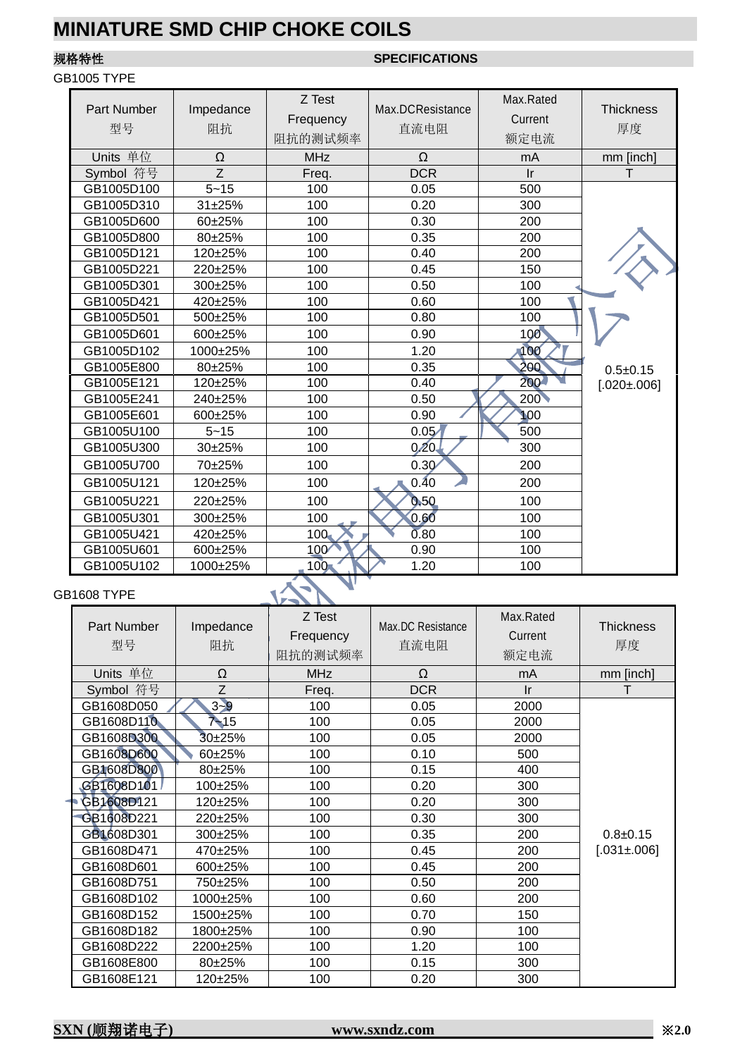# MINIATURE SMD CHIP CHOKE COILS

**规格特性** **SPECIFICATIONS**

GB1005 TYPE

| Part Number 型号 | Impedance 阻抗 | Z Test Frequency 阻抗的测试频率 | Max.DCResistance 直流电阻 | Max.Rated Current 额定电流 | Thickness 厚度 |
|---|---|---|---|---|---|
| Units 单位 | Ω | MHz | Ω | mA | mm [inch] |
| Symbol 符号 | Z | Freq. | DCR | Ir | T |
| GB1005D100 | 5~15 | 100 | 0.05 | 500 | 0.5±0.15 [.020±.006] |
| GB1005D310 | 31±25% | 100 | 0.20 | 300 | |
| GB1005D600 | 60±25% | 100 | 0.30 | 200 | |
| GB1005D800 | 80±25% | 100 | 0.35 | 200 | |
| GB1005D121 | 120±25% | 100 | 0.40 | 200 | |
| GB1005D221 | 220±25% | 100 | 0.45 | 150 | |
| GB1005D301 | 300±25% | 100 | 0.50 | 100 | |
| GB1005D421 | 420±25% | 100 | 0.60 | 100 | |
| GB1005D501 | 500±25% | 100 | 0.80 | 100 | |
| GB1005D601 | 600±25% | 100 | 0.90 | 100 | |
| GB1005D102 | 1000±25% | 100 | 1.20 | 100 | |
| GB1005E800 | 80±25% | 100 | 0.35 | 200 | |
| GB1005E121 | 120±25% | 100 | 0.40 | 200 | |
| GB1005E241 | 240±25% | 100 | 0.50 | 200 | |
| GB1005E601 | 600±25% | 100 | 0.90 | 100 | |
| GB1005U100 | 5~15 | 100 | 0.05 | 500 | |
| GB1005U300 | 30±25% | 100 | 0.20 | 300 | |
| GB1005U700 | 70±25% | 100 | 0.30 | 200 | |
| GB1005U121 | 120±25% | 100 | 0.40 | 200 | |
| GB1005U221 | 220±25% | 100 | 0.50 | 100 | |
| GB1005U301 | 300±25% | 100 | 0.60 | 100 | |
| GB1005U421 | 420±25% | 100 | 0.80 | 100 | |
| GB1005U601 | 600±25% | 100 | 0.90 | 100 | |
| GB1005U102 | 1000±25% | 100 | 1.20 | 100 | |

GB1608 TYPE

| Part Number 型号 | Impedance 阻抗 | Z Test Frequency 阻抗的测试频率 | Max.DC Resistance 直流电阻 | Max.Rated Current 额定电流 | Thickness 厚度 |
|---|---|---|---|---|---|
| Units 单位 | Ω | MHz | Ω | mA | mm [inch] |
| Symbol 符号 | Z | Freq. | DCR | Ir | T |
| GB1608D050 | 3~9 | 100 | 0.05 | 2000 | 0.8±0.15 [.031±.006] |
| GB1608D110 | 7~15 | 100 | 0.05 | 2000 | |
| GB1608D300 | 30±25% | 100 | 0.05 | 2000 | |
| GB1608D600 | 60±25% | 100 | 0.10 | 500 | |
| GB1608D800 | 80±25% | 100 | 0.15 | 400 | |
| GB1608D101 | 100±25% | 100 | 0.20 | 300 | |
| GB1608D121 | 120±25% | 100 | 0.20 | 300 | |
| GB1608D221 | 220±25% | 100 | 0.30 | 300 | |
| GB1608D301 | 300±25% | 100 | 0.35 | 200 | |
| GB1608D471 | 470±25% | 100 | 0.45 | 200 | |
| GB1608D601 | 600±25% | 100 | 0.45 | 200 | |
| GB1608D751 | 750±25% | 100 | 0.50 | 200 | |
| GB1608D102 | 1000±25% | 100 | 0.60 | 200 | |
| GB1608D152 | 1500±25% | 100 | 0.70 | 150 | |
| GB1608D182 | 1800±25% | 100 | 0.90 | 100 | |
| GB1608D222 | 2200±25% | 100 | 1.20 | 100 | |
| GB1608E800 | 80±25% | 100 | 0.15 | 300 | |
| GB1608E121 | 120±25% | 100 | 0.20 | 300 | |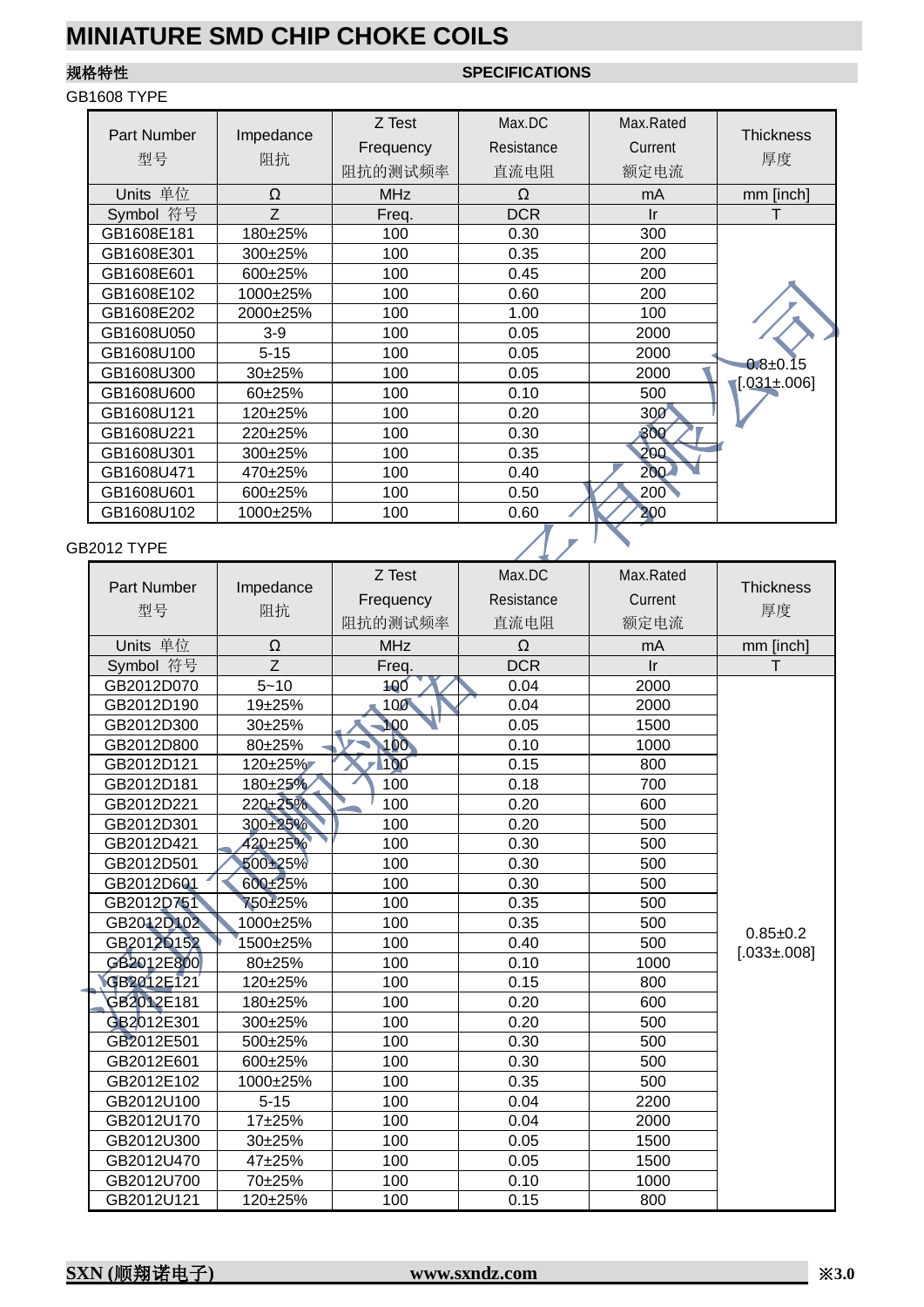# MINIATURE SMD CHIP CHOKE COILS

**规格特性** **SPECIFICATIONS**

GB1608 TYPE

| Part Number 型号 | Impedance 阻抗 | Z Test Frequency 阻抗的测试频率 | Max.DC Resistance 直流电阻 | Max.Rated Current 额定电流 | Thickness 厚度 |
|---|---|---|---|---|---|
| Units 单位 | Ω | MHz | Ω | mA | mm [inch] |
| Symbol 符号 | Z | Freq. | DCR | Ir | T |
| GB1608E181 | 180±25% | 100 | 0.30 | 300 | 0.8±0.15 [.031±.006] |
| GB1608E301 | 300±25% | 100 | 0.35 | 200 | |
| GB1608E601 | 600±25% | 100 | 0.45 | 200 | |
| GB1608E102 | 1000±25% | 100 | 0.60 | 200 | |
| GB1608E202 | 2000±25% | 100 | 1.00 | 100 | |
| GB1608U050 | 3-9 | 100 | 0.05 | 2000 | |
| GB1608U100 | 5-15 | 100 | 0.05 | 2000 | |
| GB1608U300 | 30±25% | 100 | 0.05 | 2000 | |
| GB1608U600 | 60±25% | 100 | 0.10 | 500 | |
| GB1608U121 | 120±25% | 100 | 0.20 | 300 | |
| GB1608U221 | 220±25% | 100 | 0.30 | 300 | |
| GB1608U301 | 300±25% | 100 | 0.35 | 200 | |
| GB1608U471 | 470±25% | 100 | 0.40 | 200 | |
| GB1608U601 | 600±25% | 100 | 0.50 | 200 | |
| GB1608U102 | 1000±25% | 100 | 0.60 | 200 | |

GB2012 TYPE

| Part Number 型号 | Impedance 阻抗 | Z Test Frequency 阻抗的测试频率 | Max.DC Resistance 直流电阻 | Max.Rated Current 额定电流 | Thickness 厚度 |
|---|---|---|---|---|---|
| Units 单位 | Ω | MHz | Ω | mA | mm [inch] |
| Symbol 符号 | Z | Freq. | DCR | Ir | T |
| GB2012D070 | 5~10 | 100 | 0.04 | 2000 | 0.85±0.2 [.033±.008] |
| GB2012D190 | 19±25% | 100 | 0.04 | 2000 | |
| GB2012D300 | 30±25% | 100 | 0.05 | 1500 | |
| GB2012D800 | 80±25% | 100 | 0.10 | 1000 | |
| GB2012D121 | 120±25% | 100 | 0.15 | 800 | |
| GB2012D181 | 180±25% | 100 | 0.18 | 700 | |
| GB2012D221 | 220±25% | 100 | 0.20 | 600 | |
| GB2012D301 | 300±25% | 100 | 0.20 | 500 | |
| GB2012D421 | 420±25% | 100 | 0.30 | 500 | |
| GB2012D501 | 500±25% | 100 | 0.30 | 500 | |
| GB2012D601 | 600±25% | 100 | 0.30 | 500 | |
| GB2012D751 | 750±25% | 100 | 0.35 | 500 | |
| GB2012D102 | 1000±25% | 100 | 0.35 | 500 | |
| GB2012D152 | 1500±25% | 100 | 0.40 | 500 | |
| GB2012E800 | 80±25% | 100 | 0.10 | 1000 | |
| GB2012E121 | 120±25% | 100 | 0.15 | 800 | |
| GB2012E181 | 180±25% | 100 | 0.20 | 600 | |
| GB2012E301 | 300±25% | 100 | 0.20 | 500 | |
| GB2012E501 | 500±25% | 100 | 0.30 | 500 | |
| GB2012E601 | 600±25% | 100 | 0.30 | 500 | |
| GB2012E102 | 1000±25% | 100 | 0.35 | 500 | |
| GB2012U100 | 5-15 | 100 | 0.04 | 2200 | |
| GB2012U170 | 17±25% | 100 | 0.04 | 2000 | |
| GB2012U300 | 30±25% | 100 | 0.05 | 1500 | |
| GB2012U470 | 47±25% | 100 | 0.05 | 1500 | |
| GB2012U700 | 70±25% | 100 | 0.10 | 1000 | |
| GB2012U121 | 120±25% | 100 | 0.15 | 800 | |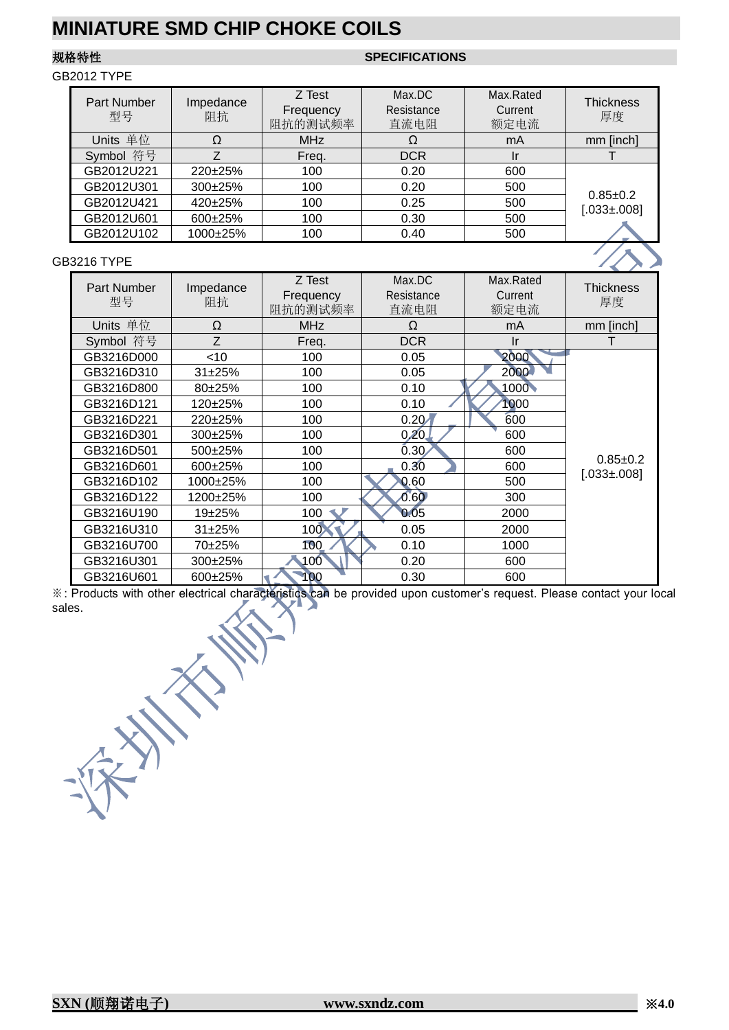# MINIATURE SMD CHIP CHOKE COILS

**规格特性** **SPECIFICATIONS**

GB2012 TYPE

| Part Number 型号 | Impedance 阻抗 | Z Test Frequency 阻抗的测试频率 | Max.DC Resistance 直流电阻 | Max.Rated Current 额定电流 | Thickness 厚度 |
|---|---|---|---|---|---|
| Units 单位 | Ω | MHz | Ω | mA | mm [inch] |
| Symbol 符号 | Z | Freq. | DCR | Ir | T |
| GB2012U221 | 220±25% | 100 | 0.20 | 600 | 0.85±0.2 [.033±.008] |
| GB2012U301 | 300±25% | 100 | 0.20 | 500 | |
| GB2012U421 | 420±25% | 100 | 0.25 | 500 | |
| GB2012U601 | 600±25% | 100 | 0.30 | 500 | |
| GB2012U102 | 1000±25% | 100 | 0.40 | 500 | |

GB3216 TYPE

| Part Number 型号 | Impedance 阻抗 | Z Test Frequency 阻抗的测试频率 | Max.DC Resistance 直流电阻 | Max.Rated Current 额定电流 | Thickness 厚度 |
|---|---|---|---|---|---|
| Units 单位 | Ω | MHz | Ω | mA | mm [inch] |
| Symbol 符号 | Z | Freq. | DCR | Ir | T |
| GB3216D000 | <10 | 100 | 0.05 | 2000 | 0.85±0.2 [.033±.008] |
| GB3216D310 | 31±25% | 100 | 0.05 | 2000 | |
| GB3216D800 | 80±25% | 100 | 0.10 | 1000 | |
| GB3216D121 | 120±25% | 100 | 0.10 | 1000 | |
| GB3216D221 | 220±25% | 100 | 0.20 | 600 | |
| GB3216D301 | 300±25% | 100 | 0.20 | 600 | |
| GB3216D501 | 500±25% | 100 | 0.30 | 600 | |
| GB3216D601 | 600±25% | 100 | 0.30 | 600 | |
| GB3216D102 | 1000±25% | 100 | 0.60 | 500 | |
| GB3216D122 | 1200±25% | 100 | 0.60 | 300 | |
| GB3216U190 | 19±25% | 100 | 0.05 | 2000 | |
| GB3216U310 | 31±25% | 100 | 0.05 | 2000 | |
| GB3216U700 | 70±25% | 100 | 0.10 | 1000 | |
| GB3216U301 | 300±25% | 100 | 0.20 | 600 | |
| GB3216U601 | 600±25% | 100 | 0.30 | 600 | |

※: Products with other electrical characteristics can be provided upon customer's request. Please contact your local sales.